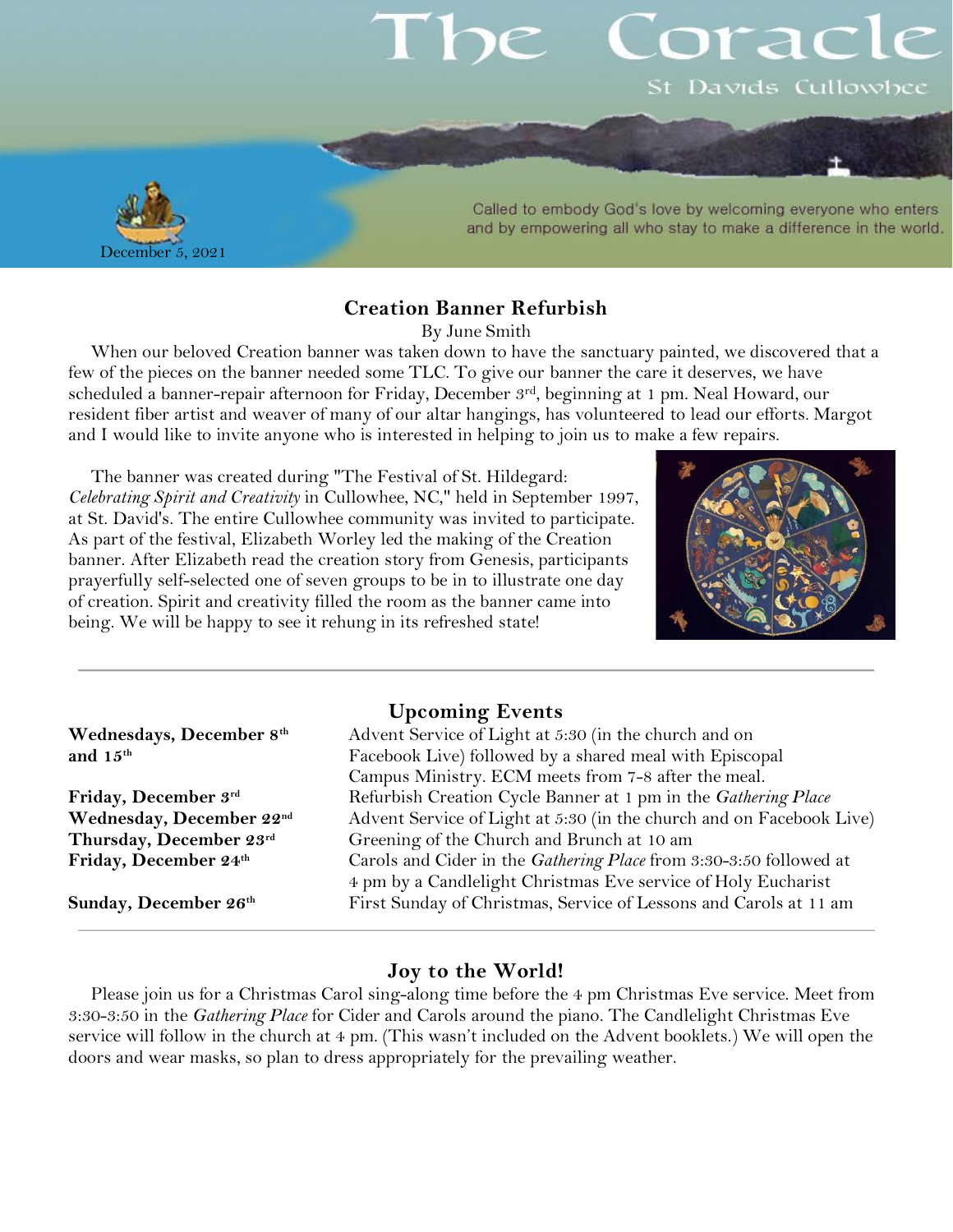# The Coracle

St Davids Cullowhee

Called to embody God's love by welcoming everyone who enters and by empowering all who stay to make a difference in the world.

December 5, 2021

## Creation Banner Refurbish

By June Smith

When our beloved Creation banner was taken down to have the sanctuary painted, we discovered that a few of the pieces on the banner needed some TLC. To give our banner the care it deserves, we have scheduled a banner-repair afternoon for Friday, December 3rd, beginning at 1 pm. Neal Howard, our resident fiber artist and weaver of many of our altar hangings, has volunteered to lead our efforts. Margot and I would like to invite anyone who is interested in helping to join us to make a few repairs.

The banner was created during "The Festival of St. Hildegard: *Celebrating Spirit and Creativity* in Cullowhee, NC," held in September 1997, at St. David's. The entire Cullowhee community was invited to participate. As part of the festival, Elizabeth Worley led the making of the Creation banner. After Elizabeth read the creation story from Genesis, participants prayerfully self-selected one of seven groups to be in to illustrate one day of creation. Spirit and creativity filled the room as the banner came into being. We will be happy to see it rehung in its refreshed state!

---

## Upcoming Events

| | |
|---|---|
| **Wednesdays, December 8th and 15th** | Advent Service of Light at 5:30 (in the church and on Facebook Live) followed by a shared meal with Episcopal Campus Ministry. ECM meets from 7-8 after the meal. |
| **Friday, December 3rd** | Refurbish Creation Cycle Banner at 1 pm in the *Gathering Place* |
| **Wednesday, December 22nd** | Advent Service of Light at 5:30 (in the church and on Facebook Live) |
| **Thursday, December 23rd** | Greening of the Church and Brunch at 10 am |
| **Friday, December 24th** | Carols and Cider in the *Gathering Place* from 3:30-3:50 followed at 4 pm by a Candlelight Christmas Eve service of Holy Eucharist |
| **Sunday, December 26th** | First Sunday of Christmas, Service of Lessons and Carols at 11 am |

---

## Joy to the World!

Please join us for a Christmas Carol sing-along time before the 4 pm Christmas Eve service. Meet from 3:30-3:50 in the *Gathering Place* for Cider and Carols around the piano. The Candlelight Christmas Eve service will follow in the church at 4 pm. (This wasn't included on the Advent booklets.) We will open the doors and wear masks, so plan to dress appropriately for the prevailing weather.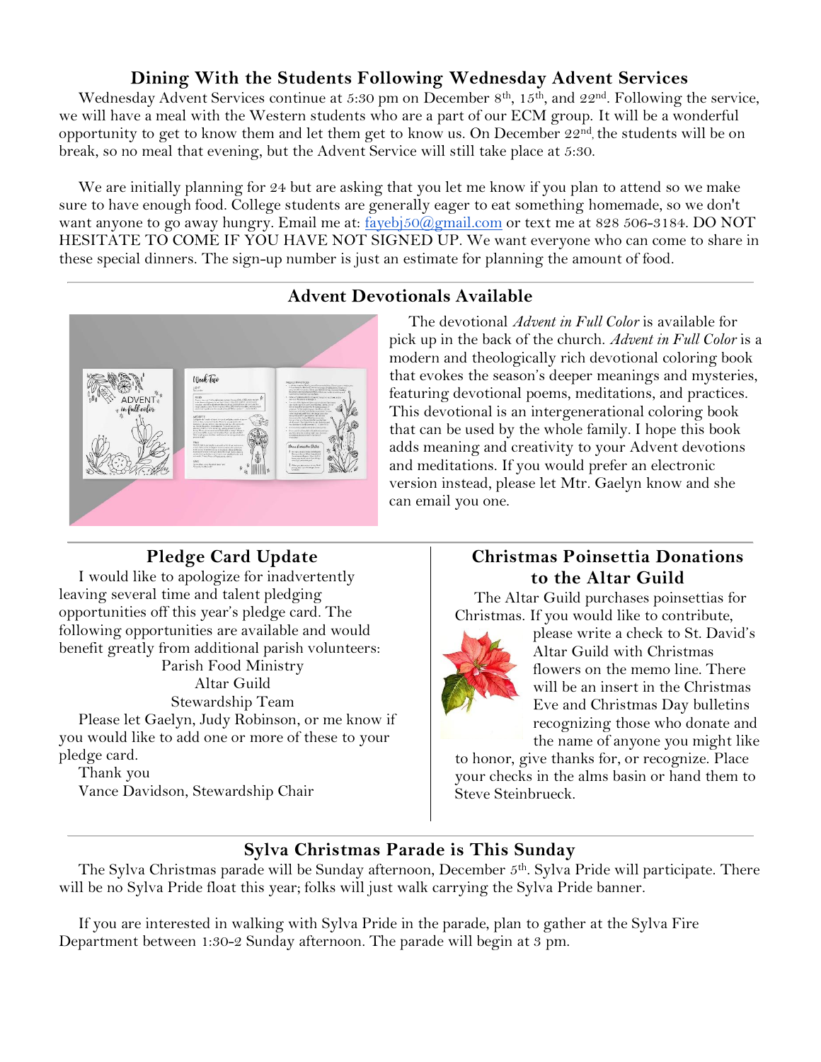## Dining With the Students Following Wednesday Advent Services

Wednesday Advent Services continue at 5:30 pm on December 8th, 15th, and 22nd. Following the service, we will have a meal with the Western students who are a part of our ECM group. It will be a wonderful opportunity to get to know them and let them get to know us. On December 22nd, the students will be on break, so no meal that evening, but the Advent Service will still take place at 5:30.

We are initially planning for 24 but are asking that you let me know if you plan to attend so we make sure to have enough food. College students are generally eager to eat something homemade, so we don't want anyone to go away hungry. Email me at: fayebj50@gmail.com or text me at 828 506-3184. DO NOT HESITATE TO COME IF YOU HAVE NOT SIGNED UP. We want everyone who can come to share in these special dinners. The sign-up number is just an estimate for planning the amount of food.

## Advent Devotionals Available

The devotional *Advent in Full Color* is available for pick up in the back of the church. *Advent in Full Color* is a modern and theologically rich devotional coloring book that evokes the season's deeper meanings and mysteries, featuring devotional poems, meditations, and practices. This devotional is an intergenerational coloring book that can be used by the whole family. I hope this book adds meaning and creativity to your Advent devotions and meditations. If you would prefer an electronic version instead, please let Mtr. Gaelyn know and she can email you one.

## Pledge Card Update

I would like to apologize for inadvertently leaving several time and talent pledging opportunities off this year's pledge card. The following opportunities are available and would benefit greatly from additional parish volunteers:

Parish Food Ministry
Altar Guild
Stewardship Team

Please let Gaelyn, Judy Robinson, or me know if you would like to add one or more of these to your pledge card.

Thank you
Vance Davidson, Stewardship Chair

## Christmas Poinsettia Donations to the Altar Guild

The Altar Guild purchases poinsettias for Christmas. If you would like to contribute, please write a check to St. David's Altar Guild with Christmas flowers on the memo line. There will be an insert in the Christmas Eve and Christmas Day bulletins recognizing those who donate and the name of anyone you might like to honor, give thanks for, or recognize. Place your checks in the alms basin or hand them to Steve Steinbrueck.

## Sylva Christmas Parade is This Sunday

The Sylva Christmas parade will be Sunday afternoon, December 5th. Sylva Pride will participate. There will be no Sylva Pride float this year; folks will just walk carrying the Sylva Pride banner.

If you are interested in walking with Sylva Pride in the parade, plan to gather at the Sylva Fire Department between 1:30-2 Sunday afternoon. The parade will begin at 3 pm.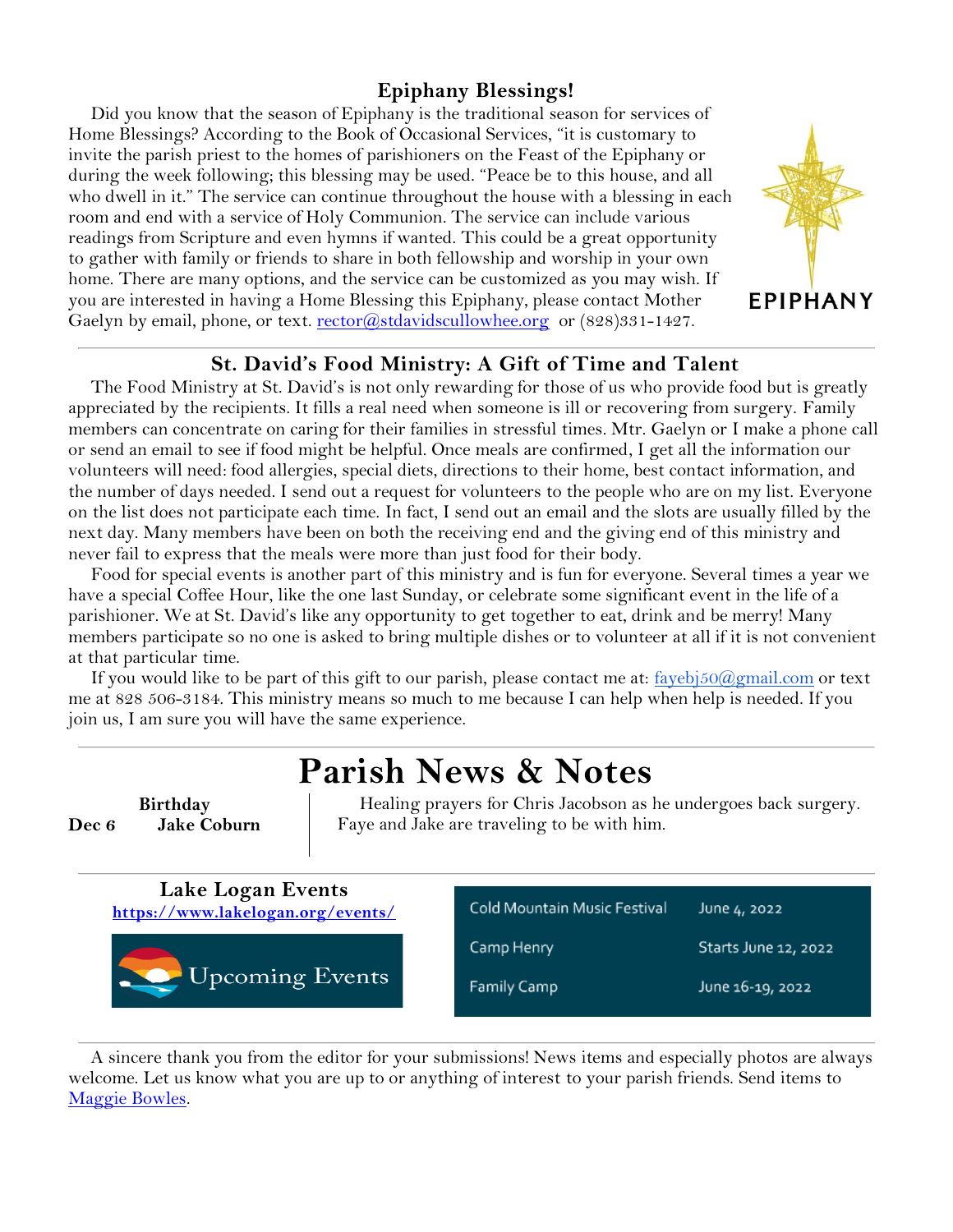## Epiphany Blessings!

Did you know that the season of Epiphany is the traditional season for services of Home Blessings? According to the Book of Occasional Services, "it is customary to invite the parish priest to the homes of parishioners on the Feast of the Epiphany or during the week following; this blessing may be used. "Peace be to this house, and all who dwell in it." The service can continue throughout the house with a blessing in each room and end with a service of Holy Communion. The service can include various readings from Scripture and even hymns if wanted. This could be a great opportunity to gather with family or friends to share in both fellowship and worship in your own home. There are many options, and the service can be customized as you may wish. If you are interested in having a Home Blessing this Epiphany, please contact Mother Gaelyn by email, phone, or text. rector@stdavidscullowhee.org or (828)331-1427.

EPIPHANY

## St. David's Food Ministry: A Gift of Time and Talent

The Food Ministry at St. David's is not only rewarding for those of us who provide food but is greatly appreciated by the recipients. It fills a real need when someone is ill or recovering from surgery. Family members can concentrate on caring for their families in stressful times. Mtr. Gaelyn or I make a phone call or send an email to see if food might be helpful. Once meals are confirmed, I get all the information our volunteers will need: food allergies, special diets, directions to their home, best contact information, and the number of days needed. I send out a request for volunteers to the people who are on my list. Everyone on the list does not participate each time. In fact, I send out an email and the slots are usually filled by the next day. Many members have been on both the receiving end and the giving end of this ministry and never fail to express that the meals were more than just food for their body.

Food for special events is another part of this ministry and is fun for everyone. Several times a year we have a special Coffee Hour, like the one last Sunday, or celebrate some significant event in the life of a parishioner. We at St. David's like any opportunity to get together to eat, drink and be merry! Many members participate so no one is asked to bring multiple dishes or to volunteer at all if it is not convenient at that particular time.

If you would like to be part of this gift to our parish, please contact me at: fayebj50@gmail.com or text me at 828 506-3184. This ministry means so much to me because I can help when help is needed. If you join us, I am sure you will have the same experience.

# Parish News & Notes

**Birthday**

**Dec 6** **Jake Coburn**

Healing prayers for Chris Jacobson as he undergoes back surgery. Faye and Jake are traveling to be with him.

## Lake Logan Events

**https://www.lakelogan.org/events/**

Upcoming Events

| Event | Date |
|---|---|
| Cold Mountain Music Festival | June 4, 2022 |
| Camp Henry | Starts June 12, 2022 |
| Family Camp | June 16-19, 2022 |

A sincere thank you from the editor for your submissions! News items and especially photos are always welcome. Let us know what you are up to or anything of interest to your parish friends. Send items to Maggie Bowles.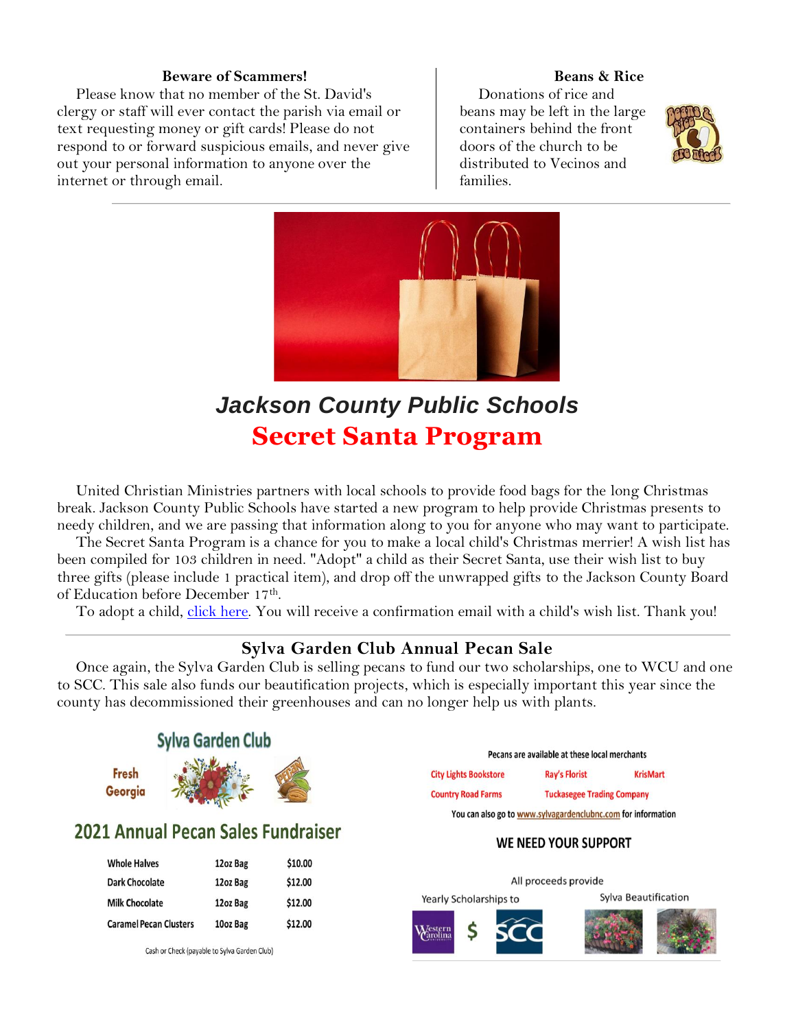### Beware of Scammers!

Please know that no member of the St. David's clergy or staff will ever contact the parish via email or text requesting money or gift cards! Please do not respond to or forward suspicious emails, and never give out your personal information to anyone over the internet or through email.

### Beans & Rice

Donations of rice and beans may be left in the large containers behind the front doors of the church to be distributed to Vecinos and families.

---

## *Jackson County Public Schools*

## Secret Santa Program

United Christian Ministries partners with local schools to provide food bags for the long Christmas break. Jackson County Public Schools have started a new program to help provide Christmas presents to needy children, and we are passing that information along to you for anyone who may want to participate.

The Secret Santa Program is a chance for you to make a local child's Christmas merrier! A wish list has been compiled for 103 children in need. "Adopt" a child as their Secret Santa, use their wish list to buy three gifts (please include 1 practical item), and drop off the unwrapped gifts to the Jackson County Board of Education before December 17th.

To adopt a child, click here. You will receive a confirmation email with a child's wish list. Thank you!

---

### Sylva Garden Club Annual Pecan Sale

Once again, the Sylva Garden Club is selling pecans to fund our two scholarships, one to WCU and one to SCC. This sale also funds our beautification projects, which is especially important this year since the county has decommissioned their greenhouses and can no longer help us with plants.

**Sylva Garden Club**

**Fresh Georgia**

## 2021 Annual Pecan Sales Fundraiser

| | | |
|---|---|---|
| Whole Halves | 12oz Bag | $10.00 |
| Dark Chocolate | 12oz Bag | $12.00 |
| Milk Chocolate | 12oz Bag | $12.00 |
| Caramel Pecan Clusters | 10oz Bag | $12.00 |

Cash or Check (payable to Sylva Garden Club)

Pecans are available at these local merchants

City Lights Bookstore, Ray's Florist, KrisMart, Country Road Farms, Tuckasegee Trading Company

You can also go to www.sylvagardenclubnc.com for information

**WE NEED YOUR SUPPORT**

All proceeds provide

Yearly Scholarships to — Western Carolina, SCC

Sylva Beautification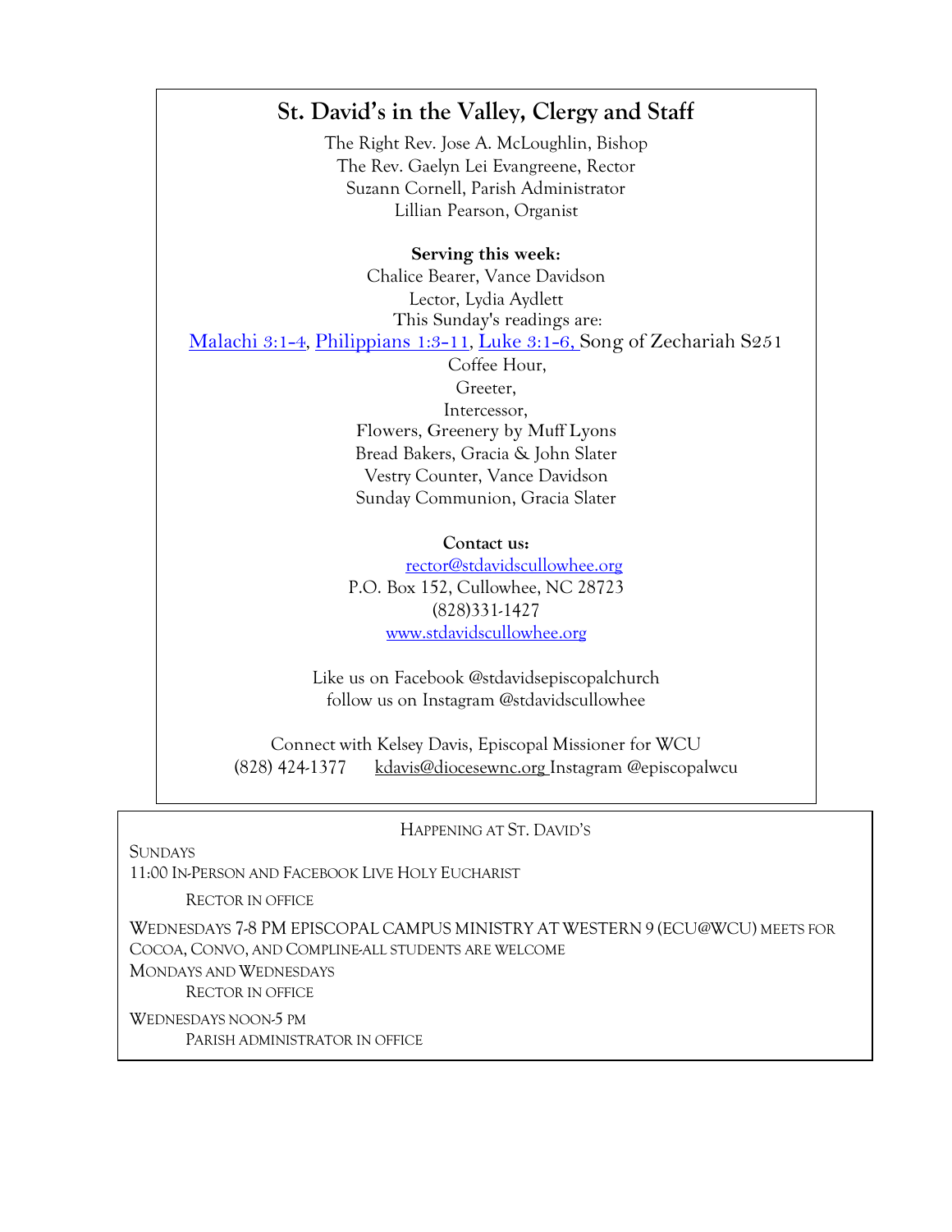## St. David's in the Valley, Clergy and Staff

The Right Rev. Jose A. McLoughlin, Bishop
The Rev. Gaelyn Lei Evangreene, Rector
Suzann Cornell, Parish Administrator
Lillian Pearson, Organist

**Serving this week:**

Chalice Bearer, Vance Davidson
Lector, Lydia Aydlett
This Sunday's readings are:
Malachi 3:1-4, Philippians 1:3-11, Luke 3:1-6, Song of Zechariah S251
Coffee Hour,
Greeter,
Intercessor,
Flowers, Greenery by Muff Lyons
Bread Bakers, Gracia & John Slater
Vestry Counter, Vance Davidson
Sunday Communion, Gracia Slater

**Contact us:**

rector@stdavidscullowhee.org
P.O. Box 152, Cullowhee, NC 28723
(828)331-1427
www.stdavidscullowhee.org

Like us on Facebook @stdavidsepiscopalchurch
follow us on Instagram @stdavidscullowhee

Connect with Kelsey Davis, Episcopal Missioner for WCU
(828) 424-1377 kdavis@diocesewnc.org Instagram @episcopalwcu

---

HAPPENING AT ST. DAVID'S

SUNDAYS
11:00 IN-PERSON AND FACEBOOK LIVE HOLY EUCHARIST

RECTOR IN OFFICE

WEDNESDAYS 7-8 PM EPISCOPAL CAMPUS MINISTRY AT WESTERN 9 (ECU@WCU) MEETS FOR COCOA, CONVO, AND COMPLINE-ALL STUDENTS ARE WELCOME

MONDAYS AND WEDNESDAYS

RECTOR IN OFFICE

WEDNESDAYS NOON-5 PM

PARISH ADMINISTRATOR IN OFFICE